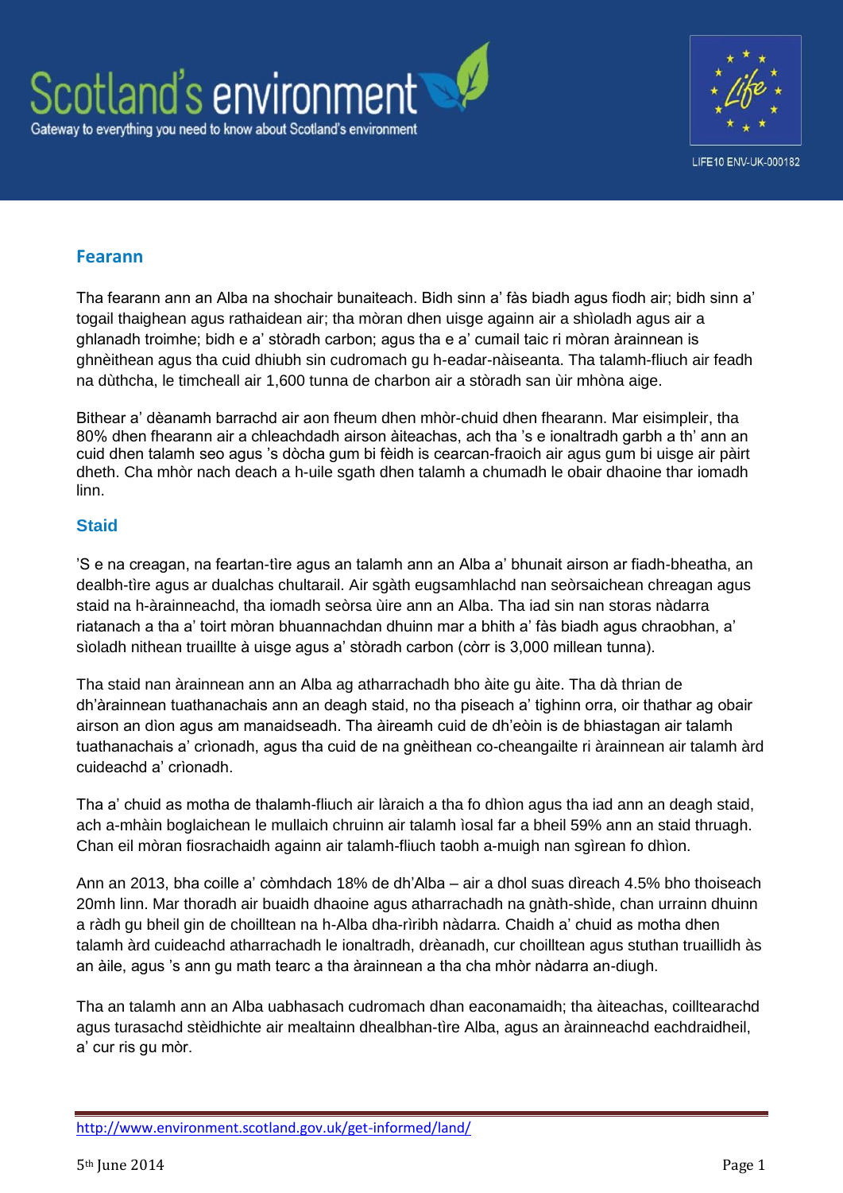Scotland's environment

Gateway to everything you need to know about Scotland's environment

LIFE10 ENV-UK-000182

## Fearann

Tha fearann ann an Alba na shochair bunaiteach. Bidh sinn a' fàs biadh agus fiodh air; bidh sinn a' togail thaighean agus rathaidean air; tha mòran dhen uisge againn air a shìoladh agus air a ghlanadh troimhe; bidh e a' stòradh carbon; agus tha e a' cumail taic ri mòran àrainnean is ghnèithean agus tha cuid dhiubh sin cudromach gu h-eadar-nàiseanta. Tha talamh-fliuch air feadh na dùthcha, le timcheall air 1,600 tunna de charbon air a stòradh san ùir mhòna aige.

Bithear a' dèanamh barrachd air aon fheum dhen mhòr-chuid dhen fhearann. Mar eisimpleir, tha 80% dhen fhearann air a chleachdadh airson àiteachas, ach tha 's e ionaltradh garbh a th' ann an cuid dhen talamh seo agus 's dòcha gum bi fèidh is cearcan-fraoich air agus gum bi uisge air pàirt dheth. Cha mhòr nach deach a h-uile sgath dhen talamh a chumadh le obair dhaoine thar iomadh linn.

## Staid

'S e na creagan, na feartan-tìre agus an talamh ann an Alba a' bhunait airson ar fiadh-bheatha, an dealbh-tìre agus ar dualchas chultarail. Air sgàth eugsamhlachd nan seòrsaichean chreagan agus staid na h-àrainneachd, tha iomadh seòrsa ùire ann an Alba. Tha iad sin nan storas nàdarra riatanach a tha a' toirt mòran bhuannachdan dhuinn mar a bhith a' fàs biadh agus chraobhan, a' sìoladh nithean truaillte à uisge agus a' stòradh carbon (còrr is 3,000 millean tunna).

Tha staid nan àrainnean ann an Alba ag atharrachadh bho àite gu àite. Tha dà thrian de dh'àrainnean tuathanachais ann an deagh staid, no tha piseach a' tighinn orra, oir thathar ag obair airson an dìon agus am manaidseadh. Tha àireamh cuid de dh'eòin is de bhiastagan air talamh tuathanachais a' crìonadh, agus tha cuid de na gnèithean co-cheangailte ri àrainnean air talamh àrd cuideachd a' crìonadh.

Tha a' chuid as motha de thalamh-fliuch air làraich a tha fo dhìon agus tha iad ann an deagh staid, ach a-mhàin boglaichean le mullaich chruinn air talamh ìosal far a bheil 59% ann an staid thruagh. Chan eil mòran fiosrachaidh againn air talamh-fliuch taobh a-muigh nan sgìrean fo dhìon.

Ann an 2013, bha coille a' còmhdach 18% de dh'Alba – air a dhol suas dìreach 4.5% bho thoiseach 20mh linn. Mar thoradh air buaidh dhaoine agus atharrachadh na gnàth-shìde, chan urrainn dhuinn a ràdh gu bheil gin de choilltean na h-Alba dha-rìribh nàdarra. Chaidh a' chuid as motha dhen talamh àrd cuideachd atharrachadh le ionaltradh, drèanadh, cur choilltean agus stuthan truaillidh às an àile, agus 's ann gu math tearc a tha àrainnean a tha cha mhòr nàdarra an-diugh.

Tha an talamh ann an Alba uabhasach cudromach dhan eaconamaidh; tha àiteachas, coilltearachd agus turasachd stèidhichte air mealtainn dhealbhan-tìre Alba, agus an àrainneachd eachdraidheil, a' cur ris gu mòr.

http://www.environment.scotland.gov.uk/get-informed/land/

5th June 2014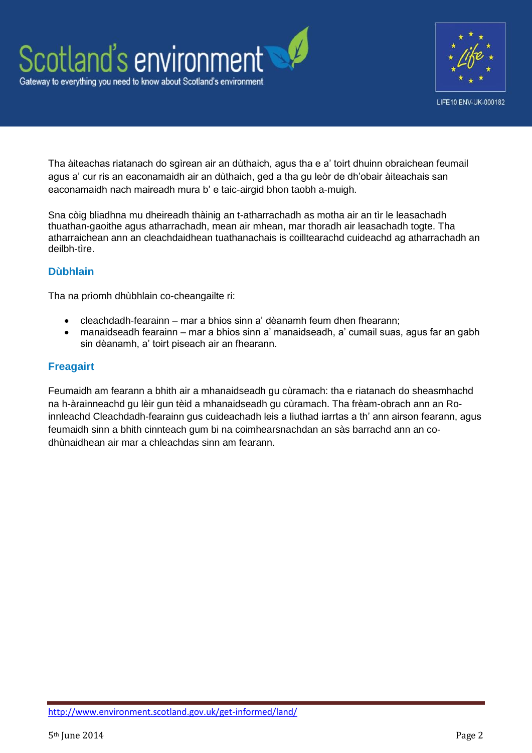Tha àiteachas riatanach do sgìrean air an dùthaich, agus tha e a' toirt dhuinn obraichean feumail agus a' cur ris an eaconamaidh air an dùthaich, ged a tha gu leòr de dh'obair àiteachais san eaconamaidh nach maireadh mura b' e taic-airgid bhon taobh a-muigh.

Sna còig bliadhna mu dheireadh thàinig an t-atharrachadh as motha air an tìr le leasachadh thuathan-gaoithe agus atharrachadh, mean air mhean, mar thoradh air leasachadh togte. Tha atharraichean ann an cleachdaidhean tuathanachais is coilltearachd cuideachd ag atharrachadh an deilbh-tìre.

## Dùbhlain

Tha na prìomh dhùbhlain co-cheangailte ri:

- cleachdadh-fearainn – mar a bhios sinn a' dèanamh feum dhen fhearann;
- manaidseadh fearainn – mar a bhios sinn a' manaidseadh, a' cumail suas, agus far an gabh sin dèanamh, a' toirt piseach air an fhearann.

## Freagairt

Feumaidh am fearann a bhith air a mhanaidseadh gu cùramach: tha e riatanach do sheasmhachd na h-àrainneachd gu lèir gun tèid a mhanaidseadh gu cùramach. Tha frèam-obrach ann an Ro-innleachd Cleachdadh-fearainn gus cuideachadh leis a liuthad iarrtas a th' ann airson fearann, agus feumaidh sinn a bhith cinnteach gum bi na coimhearsnachdan an sàs barrachd ann an co-dhùnaidhean air mar a chleachdas sinn am fearann.